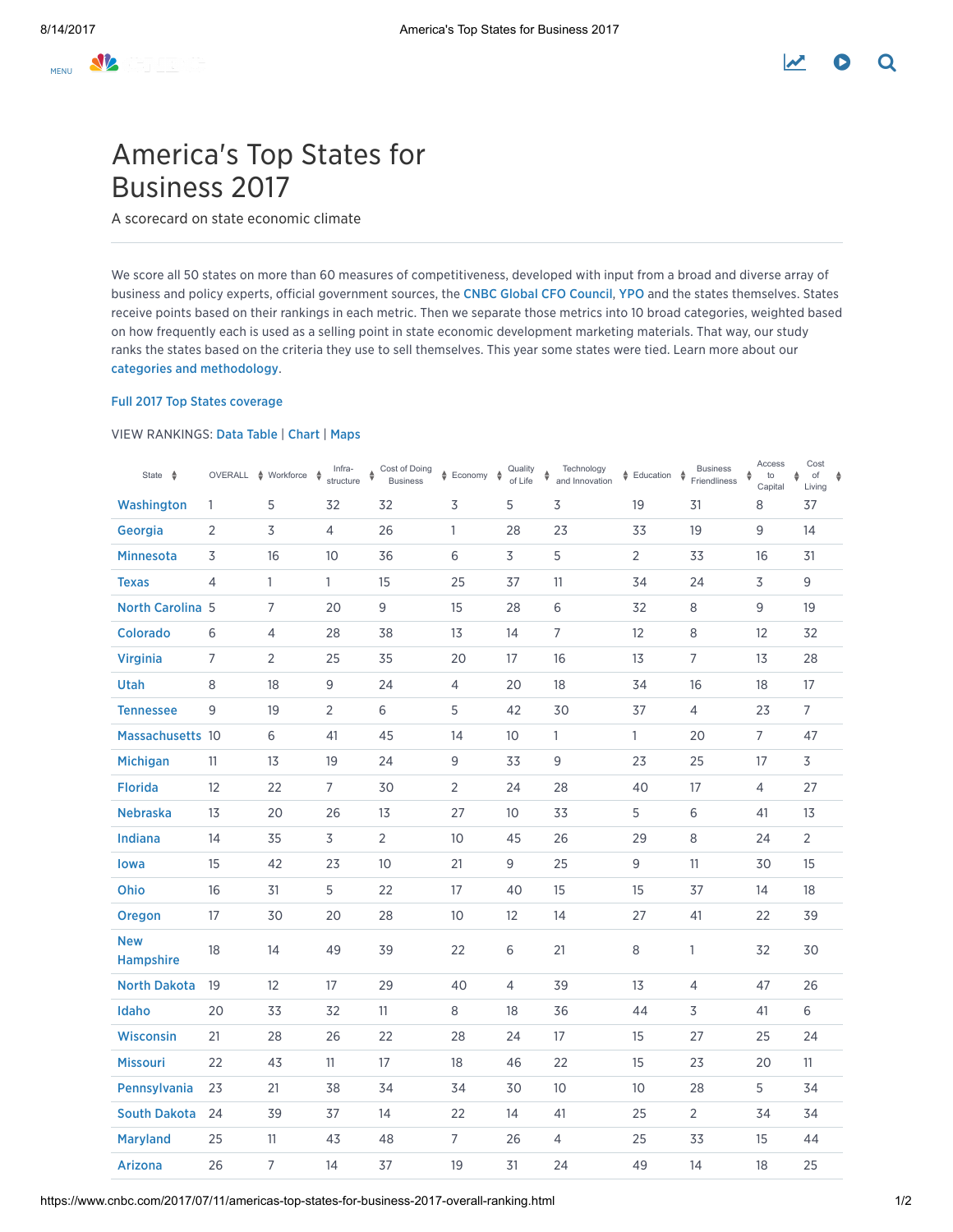# America's Top States for Business 2017

A scorecard on state economic climate

We score all 50 states on more than 60 measures of competitiveness, developed with input from a broad and diverse array of business and policy experts, official government sources, the CNBC Global CFO Council, YPO and the states themselves. States receive points based on their rankings in each metric. Then we separate those metrics into 10 broad categories, weighted based on how frequently each is used as a selling point in state economic development marketing materials. That way, our study ranks the states based on the criteria they use to sell themselves. This year some states were tied. Learn more about our categories and methodology.

Full 2017 Top States coverage

VIEW RANKINGS: Data Table | Chart | Maps

| State | OVERALL | Workforce | Infra-structure | Cost of Doing Business | Economy | Quality of Life | Technology and Innovation | Education | Business Friendliness | Access to Capital | Cost of Living |
|---|---|---|---|---|---|---|---|---|---|---|---|
| Washington | 1 | 5 | 32 | 32 | 3 | 5 | 3 | 19 | 31 | 8 | 37 |
| Georgia | 2 | 3 | 4 | 26 | 1 | 28 | 23 | 33 | 19 | 9 | 14 |
| Minnesota | 3 | 16 | 10 | 36 | 6 | 3 | 5 | 2 | 33 | 16 | 31 |
| Texas | 4 | 1 | 1 | 15 | 25 | 37 | 11 | 34 | 24 | 3 | 9 |
| North Carolina | 5 | 7 | 20 | 9 | 15 | 28 | 6 | 32 | 8 | 9 | 19 |
| Colorado | 6 | 4 | 28 | 38 | 13 | 14 | 7 | 12 | 8 | 12 | 32 |
| Virginia | 7 | 2 | 25 | 35 | 20 | 17 | 16 | 13 | 7 | 13 | 28 |
| Utah | 8 | 18 | 9 | 24 | 4 | 20 | 18 | 34 | 16 | 18 | 17 |
| Tennessee | 9 | 19 | 2 | 6 | 5 | 42 | 30 | 37 | 4 | 23 | 7 |
| Massachusetts | 10 | 6 | 41 | 45 | 14 | 10 | 1 | 1 | 20 | 7 | 47 |
| Michigan | 11 | 13 | 19 | 24 | 9 | 33 | 9 | 23 | 25 | 17 | 3 |
| Florida | 12 | 22 | 7 | 30 | 2 | 24 | 28 | 40 | 17 | 4 | 27 |
| Nebraska | 13 | 20 | 26 | 13 | 27 | 10 | 33 | 5 | 6 | 41 | 13 |
| Indiana | 14 | 35 | 3 | 2 | 10 | 45 | 26 | 29 | 8 | 24 | 2 |
| Iowa | 15 | 42 | 23 | 10 | 21 | 9 | 25 | 9 | 11 | 30 | 15 |
| Ohio | 16 | 31 | 5 | 22 | 17 | 40 | 15 | 15 | 37 | 14 | 18 |
| Oregon | 17 | 30 | 20 | 28 | 10 | 12 | 14 | 27 | 41 | 22 | 39 |
| New Hampshire | 18 | 14 | 49 | 39 | 22 | 6 | 21 | 8 | 1 | 32 | 30 |
| North Dakota | 19 | 12 | 17 | 29 | 40 | 4 | 39 | 13 | 4 | 47 | 26 |
| Idaho | 20 | 33 | 32 | 11 | 8 | 18 | 36 | 44 | 3 | 41 | 6 |
| Wisconsin | 21 | 28 | 26 | 22 | 28 | 24 | 17 | 15 | 27 | 25 | 24 |
| Missouri | 22 | 43 | 11 | 17 | 18 | 46 | 22 | 15 | 23 | 20 | 11 |
| Pennsylvania | 23 | 21 | 38 | 34 | 34 | 30 | 10 | 10 | 28 | 5 | 34 |
| South Dakota | 24 | 39 | 37 | 14 | 22 | 14 | 41 | 25 | 2 | 34 | 34 |
| Maryland | 25 | 11 | 43 | 48 | 7 | 26 | 4 | 25 | 33 | 15 | 44 |
| Arizona | 26 | 7 | 14 | 37 | 19 | 31 | 24 | 49 | 14 | 18 | 25 |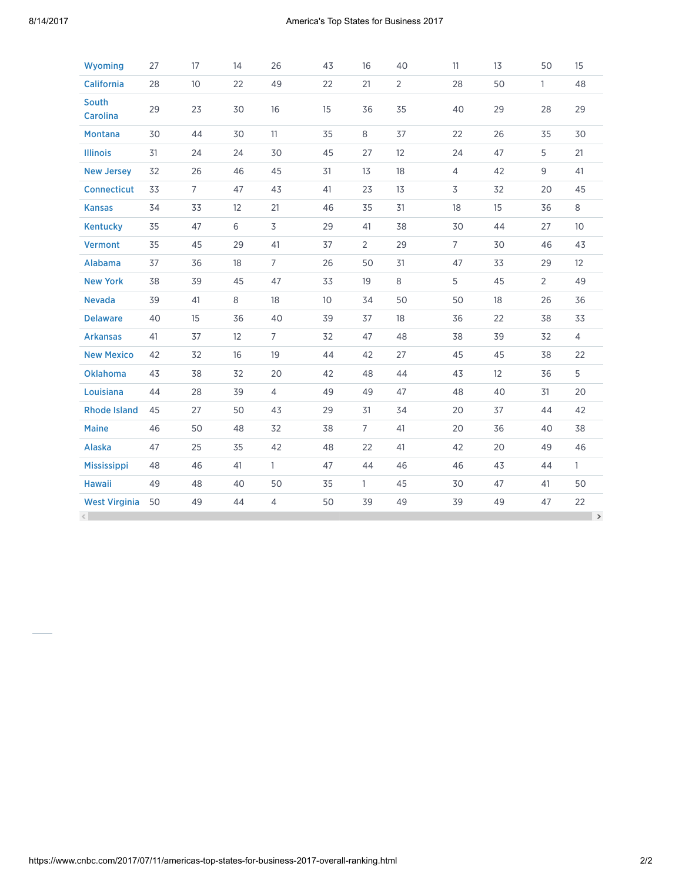| | | | | | | | | | | | |
|---|---|---|---|---|---|---|---|---|---|---|---|
| Wyoming | 27 | 17 | 14 | 26 | 43 | 16 | 40 | 11 | 13 | 50 | 15 |
| California | 28 | 10 | 22 | 49 | 22 | 21 | 2 | 28 | 50 | 1 | 48 |
| South Carolina | 29 | 23 | 30 | 16 | 15 | 36 | 35 | 40 | 29 | 28 | 29 |
| Montana | 30 | 44 | 30 | 11 | 35 | 8 | 37 | 22 | 26 | 35 | 30 |
| Illinois | 31 | 24 | 24 | 30 | 45 | 27 | 12 | 24 | 47 | 5 | 21 |
| New Jersey | 32 | 26 | 46 | 45 | 31 | 13 | 18 | 4 | 42 | 9 | 41 |
| Connecticut | 33 | 7 | 47 | 43 | 41 | 23 | 13 | 3 | 32 | 20 | 45 |
| Kansas | 34 | 33 | 12 | 21 | 46 | 35 | 31 | 18 | 15 | 36 | 8 |
| Kentucky | 35 | 47 | 6 | 3 | 29 | 41 | 38 | 30 | 44 | 27 | 10 |
| Vermont | 35 | 45 | 29 | 41 | 37 | 2 | 29 | 7 | 30 | 46 | 43 |
| Alabama | 37 | 36 | 18 | 7 | 26 | 50 | 31 | 47 | 33 | 29 | 12 |
| New York | 38 | 39 | 45 | 47 | 33 | 19 | 8 | 5 | 45 | 2 | 49 |
| Nevada | 39 | 41 | 8 | 18 | 10 | 34 | 50 | 50 | 18 | 26 | 36 |
| Delaware | 40 | 15 | 36 | 40 | 39 | 37 | 18 | 36 | 22 | 38 | 33 |
| Arkansas | 41 | 37 | 12 | 7 | 32 | 47 | 48 | 38 | 39 | 32 | 4 |
| New Mexico | 42 | 32 | 16 | 19 | 44 | 42 | 27 | 45 | 45 | 38 | 22 |
| Oklahoma | 43 | 38 | 32 | 20 | 42 | 48 | 44 | 43 | 12 | 36 | 5 |
| Louisiana | 44 | 28 | 39 | 4 | 49 | 49 | 47 | 48 | 40 | 31 | 20 |
| Rhode Island | 45 | 27 | 50 | 43 | 29 | 31 | 34 | 20 | 37 | 44 | 42 |
| Maine | 46 | 50 | 48 | 32 | 38 | 7 | 41 | 20 | 36 | 40 | 38 |
| Alaska | 47 | 25 | 35 | 42 | 48 | 22 | 41 | 42 | 20 | 49 | 46 |
| Mississippi | 48 | 46 | 41 | 1 | 47 | 44 | 46 | 46 | 43 | 44 | 1 |
| Hawaii | 49 | 48 | 40 | 50 | 35 | 1 | 45 | 30 | 47 | 41 | 50 |
| West Virginia | 50 | 49 | 44 | 4 | 50 | 39 | 49 | 39 | 49 | 47 | 22 |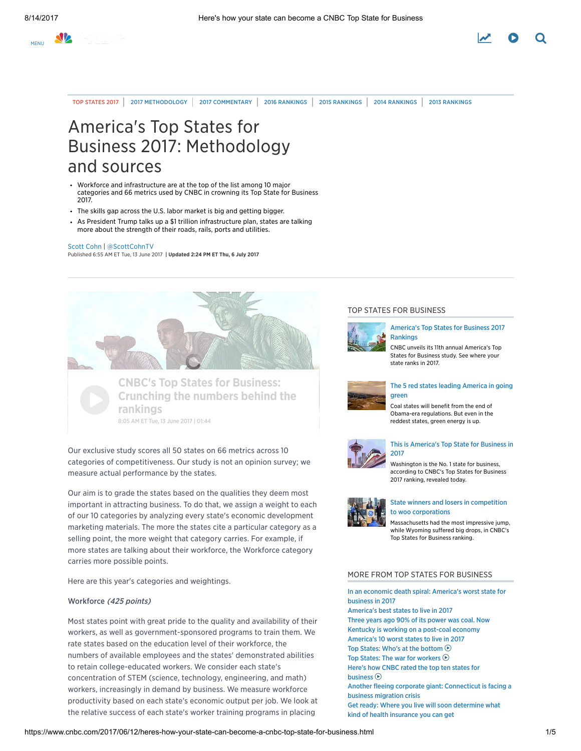TOP STATES 2017 | 2017 METHODOLOGY | 2017 COMMENTARY | 2016 RANKINGS | 2015 RANKINGS | 2014 RANKINGS | 2013 RANKINGS

# America's Top States for Business 2017: Methodology and sources

- Workforce and infrastructure are at the top of the list among 10 major categories and 66 metrics used by CNBC in crowning its Top State for Business 2017.
- The skills gap across the U.S. labor market is big and getting bigger.
- As President Trump talks up a $1 trillion infrastructure plan, states are talking more about the strength of their roads, rails, ports and utilities.

Scott Cohn | @ScottCohnTV
Published 6:55 AM ET Tue, 13 June 2017 | **Updated 2:24 PM ET Thu, 6 July 2017**

CNBC's Top States for Business: Crunching the numbers behind the rankings
8:05 AM ET Tue, 13 June 2017 | 01:44

Our exclusive study scores all 50 states on 66 metrics across 10 categories of competitiveness. Our study is not an opinion survey; we measure actual performance by the states.

Our aim is to grade the states based on the qualities they deem most important in attracting business. To do that, we assign a weight to each of our 10 categories by analyzing every state's economic development marketing materials. The more the states cite a particular category as a selling point, the more weight that category carries. For example, if more states are talking about their workforce, the Workforce category carries more possible points.

Here are this year's categories and weightings.

Workforce *(425 points)*

Most states point with great pride to the quality and availability of their workers, as well as government-sponsored programs to train them. We rate states based on the education level of their workforce, the numbers of available employees and the states' demonstrated abilities to retain college-educated workers. We consider each state's concentration of STEM (science, technology, engineering, and math) workers, increasingly in demand by business. We measure workforce productivity based on each state's economic output per job. We look at the relative success of each state's worker training programs in placing

## TOP STATES FOR BUSINESS

**America's Top States for Business 2017 Rankings**
CNBC unveils its 11th annual America's Top States for Business study. See where your state ranks in 2017.

**The 5 red states leading America in going green**
Coal states will benefit from the end of Obama-era regulations. But even in the reddest states, green energy is up.

**This is America's Top State for Business in 2017**
Washington is the No. 1 state for business, according to CNBC's Top States for Business 2017 ranking, revealed today.

**State winners and losers in competition to woo corporations**
Massachusetts had the most impressive jump, while Wyoming suffered big drops, in CNBC's Top States for Business ranking.

## MORE FROM TOP STATES FOR BUSINESS

- In an economic death spiral: America's worst state for business in 2017
- America's best states to live in 2017
- Three years ago 90% of its power was coal. Now Kentucky is working on a post-coal economy
- America's 10 worst states to live in 2017
- Top States: Who's at the bottom
- Top States: The war for workers
- Here's how CNBC rated the top ten states for business
- Another fleeing corporate giant: Connecticut is facing a business migration crisis
- Get ready: Where you live will soon determine what kind of health insurance you can get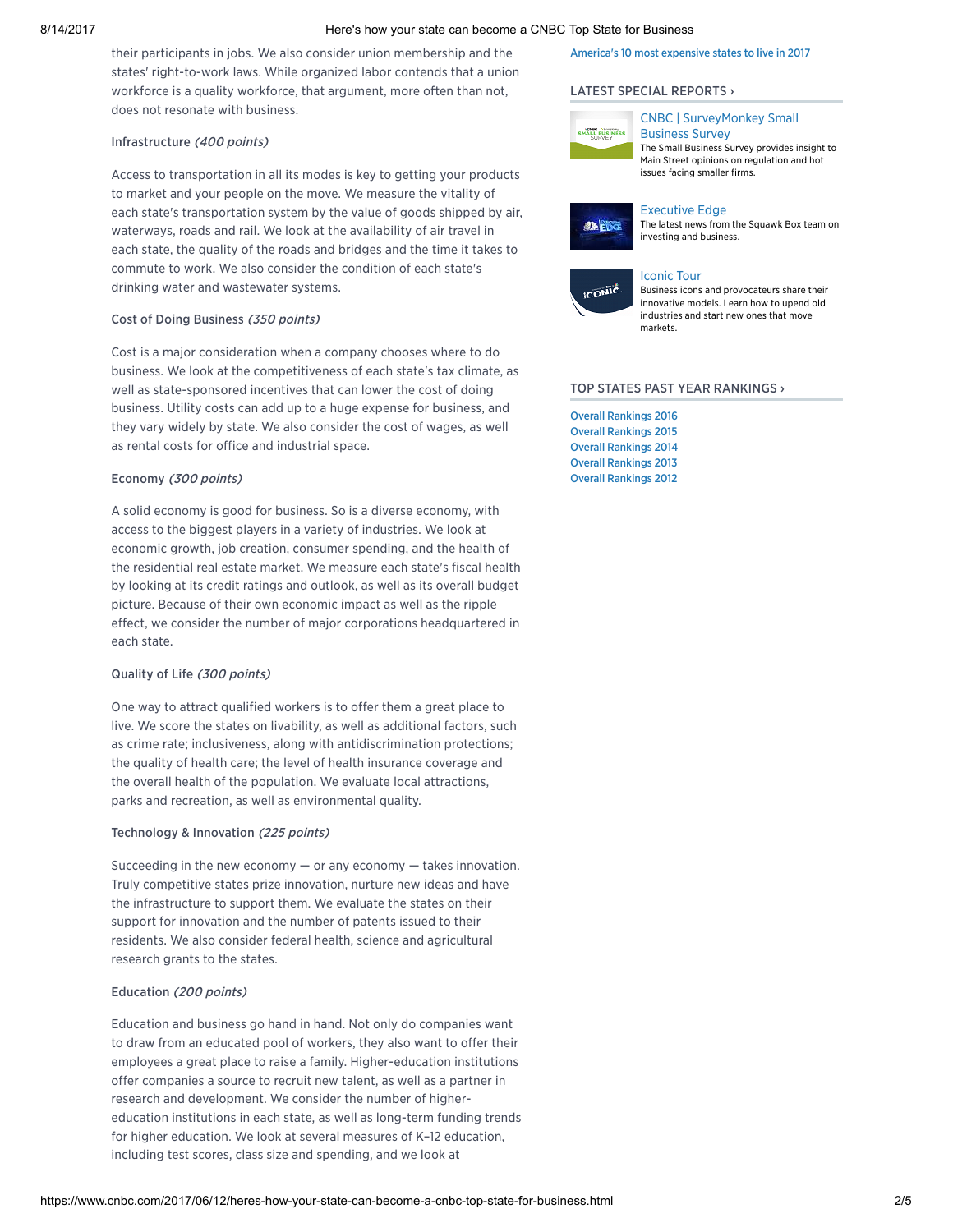their participants in jobs. We also consider union membership and the states' right-to-work laws. While organized labor contends that a union workforce is a quality workforce, that argument, more often than not, does not resonate with business.

### Infrastructure *(400 points)*

Access to transportation in all its modes is key to getting your products to market and your people on the move. We measure the vitality of each state's transportation system by the value of goods shipped by air, waterways, roads and rail. We look at the availability of air travel in each state, the quality of the roads and bridges and the time it takes to commute to work. We also consider the condition of each state's drinking water and wastewater systems.

### Cost of Doing Business *(350 points)*

Cost is a major consideration when a company chooses where to do business. We look at the competitiveness of each state's tax climate, as well as state-sponsored incentives that can lower the cost of doing business. Utility costs can add up to a huge expense for business, and they vary widely by state. We also consider the cost of wages, as well as rental costs for office and industrial space.

### Economy *(300 points)*

A solid economy is good for business. So is a diverse economy, with access to the biggest players in a variety of industries. We look at economic growth, job creation, consumer spending, and the health of the residential real estate market. We measure each state's fiscal health by looking at its credit ratings and outlook, as well as its overall budget picture. Because of their own economic impact as well as the ripple effect, we consider the number of major corporations headquartered in each state.

### Quality of Life *(300 points)*

One way to attract qualified workers is to offer them a great place to live. We score the states on livability, as well as additional factors, such as crime rate; inclusiveness, along with antidiscrimination protections; the quality of health care; the level of health insurance coverage and the overall health of the population. We evaluate local attractions, parks and recreation, as well as environmental quality.

### Technology & Innovation *(225 points)*

Succeeding in the new economy — or any economy — takes innovation. Truly competitive states prize innovation, nurture new ideas and have the infrastructure to support them. We evaluate the states on their support for innovation and the number of patents issued to their residents. We also consider federal health, science and agricultural research grants to the states.

### Education *(200 points)*

Education and business go hand in hand. Not only do companies want to draw from an educated pool of workers, they also want to offer their employees a great place to raise a family. Higher-education institutions offer companies a source to recruit new talent, as well as a partner in research and development. We consider the number of higher-education institutions in each state, as well as long-term funding trends for higher education. We look at several measures of K–12 education, including test scores, class size and spending, and we look at

America's 10 most expensive states to live in 2017

**LATEST SPECIAL REPORTS ›**

CNBC | SurveyMonkey Small Business Survey
The Small Business Survey provides insight to Main Street opinions on regulation and hot issues facing smaller firms.

Executive Edge
The latest news from the Squawk Box team on investing and business.

Iconic Tour
Business icons and provocateurs share their innovative models. Learn how to upend old industries and start new ones that move markets.

**TOP STATES PAST YEAR RANKINGS ›**

- Overall Rankings 2016
- Overall Rankings 2015
- Overall Rankings 2014
- Overall Rankings 2013
- Overall Rankings 2012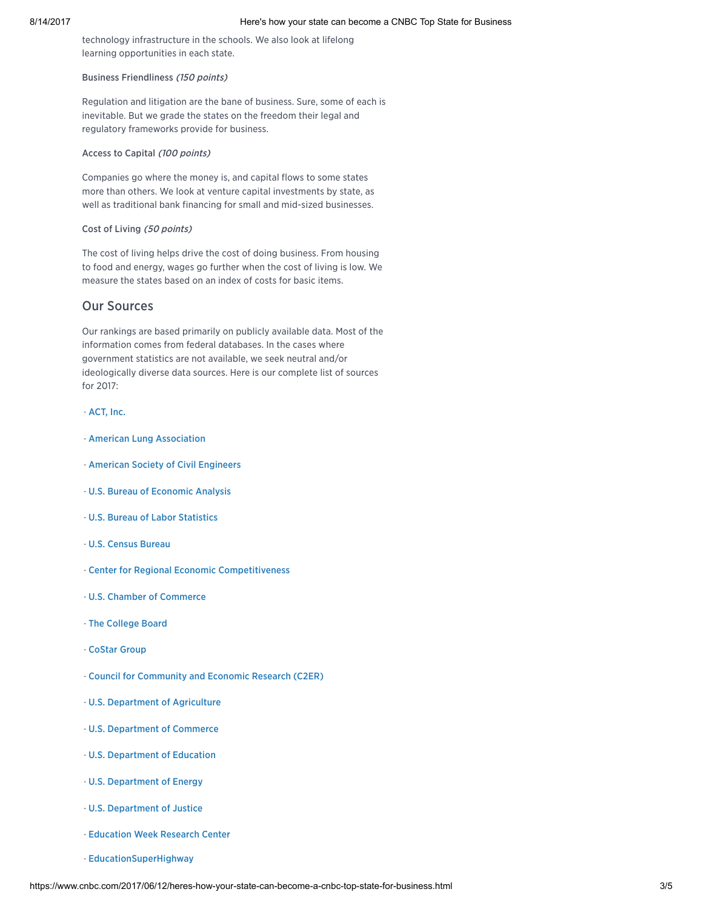technology infrastructure in the schools. We also look at lifelong learning opportunities in each state.

**Business Friendliness** *(150 points)*

Regulation and litigation are the bane of business. Sure, some of each is inevitable. But we grade the states on the freedom their legal and regulatory frameworks provide for business.

**Access to Capital** *(100 points)*

Companies go where the money is, and capital flows to some states more than others. We look at venture capital investments by state, as well as traditional bank financing for small and mid-sized businesses.

**Cost of Living** *(50 points)*

The cost of living helps drive the cost of doing business. From housing to food and energy, wages go further when the cost of living is low. We measure the states based on an index of costs for basic items.

## Our Sources

Our rankings are based primarily on publicly available data. Most of the information comes from federal databases. In the cases where government statistics are not available, we seek neutral and/or ideologically diverse data sources. Here is our complete list of sources for 2017:

· ACT, Inc.

· American Lung Association

· American Society of Civil Engineers

· U.S. Bureau of Economic Analysis

· U.S. Bureau of Labor Statistics

· U.S. Census Bureau

· Center for Regional Economic Competitiveness

· U.S. Chamber of Commerce

· The College Board

· CoStar Group

· Council for Community and Economic Research (C2ER)

· U.S. Department of Agriculture

· U.S. Department of Commerce

· U.S. Department of Education

· U.S. Department of Energy

· U.S. Department of Justice

· Education Week Research Center

· EducationSuperHighway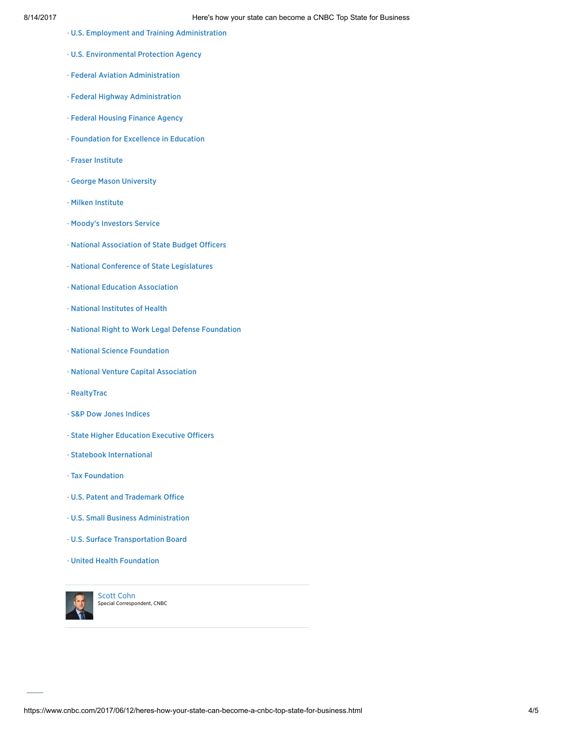· U.S. Employment and Training Administration

· U.S. Environmental Protection Agency

· Federal Aviation Administration

· Federal Highway Administration

· Federal Housing Finance Agency

· Foundation for Excellence in Education

· Fraser Institute

· George Mason University

· Milken Institute

· Moody's Investors Service

· National Association of State Budget Officers

· National Conference of State Legislatures

· National Education Association

· National Institutes of Health

· National Right to Work Legal Defense Foundation

· National Science Foundation

· National Venture Capital Association

· RealtyTrac

· S&P Dow Jones Indices

· State Higher Education Executive Officers

· Statebook International

· Tax Foundation

· U.S. Patent and Trademark Office

· U.S. Small Business Administration

· U.S. Surface Transportation Board

· United Health Foundation

Scott Cohn
Special Correspondent, CNBC